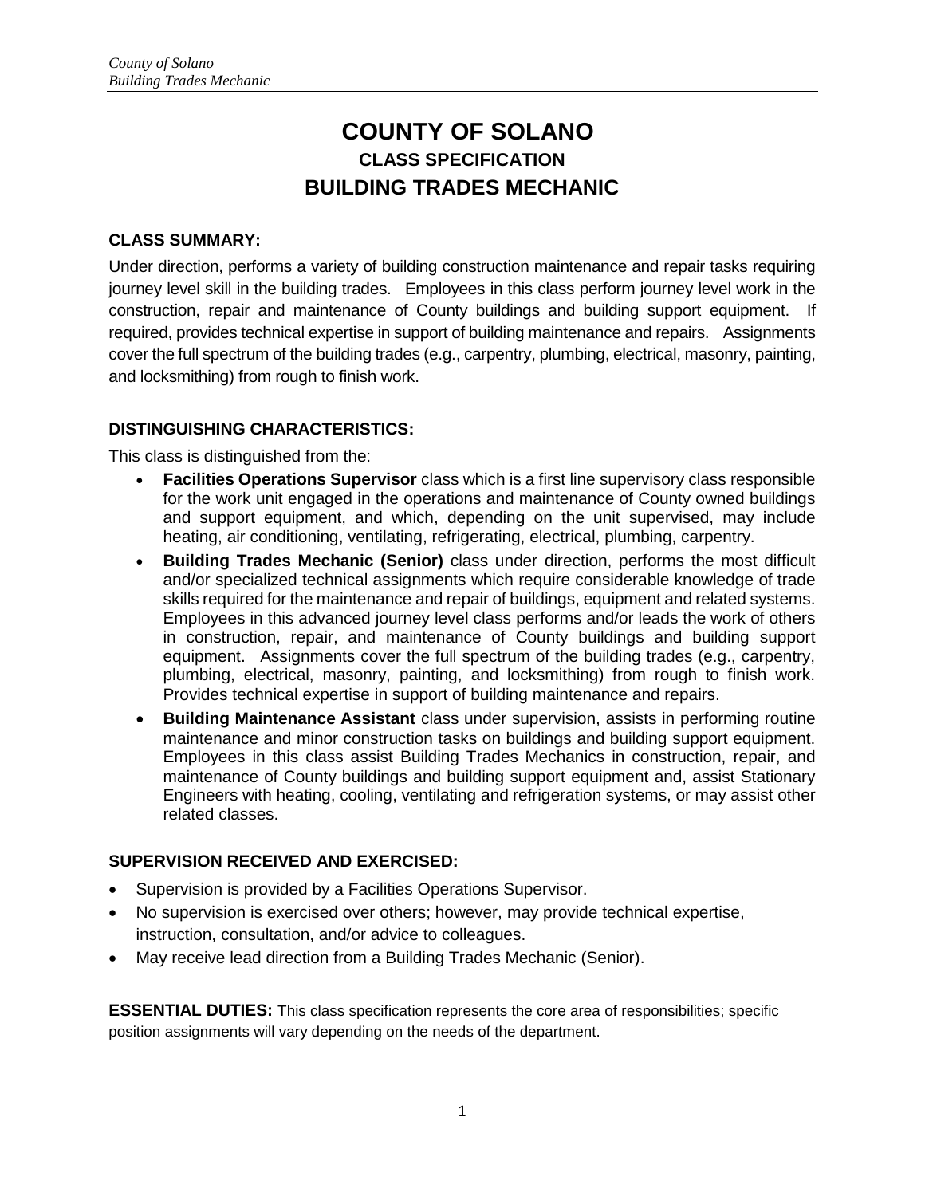# COUNTY OF SOLANO

## CLASS SPECIFICATION

## BUILDING TRADES MECHANIC

### CLASS SUMMARY:

Under direction, performs a variety of building construction maintenance and repair tasks requiring journey level skill in the building trades. Employees in this class perform journey level work in the construction, repair and maintenance of County buildings and building support equipment. If required, provides technical expertise in support of building maintenance and repairs. Assignments cover the full spectrum of the building trades (e.g., carpentry, plumbing, electrical, masonry, painting, and locksmithing) from rough to finish work.

### DISTINGUISHING CHARACTERISTICS:

This class is distinguished from the:

- **Facilities Operations Supervisor** class which is a first line supervisory class responsible for the work unit engaged in the operations and maintenance of County owned buildings and support equipment, and which, depending on the unit supervised, may include heating, air conditioning, ventilating, refrigerating, electrical, plumbing, carpentry.
- **Building Trades Mechanic (Senior)** class under direction, performs the most difficult and/or specialized technical assignments which require considerable knowledge of trade skills required for the maintenance and repair of buildings, equipment and related systems. Employees in this advanced journey level class performs and/or leads the work of others in construction, repair, and maintenance of County buildings and building support equipment. Assignments cover the full spectrum of the building trades (e.g., carpentry, plumbing, electrical, masonry, painting, and locksmithing) from rough to finish work. Provides technical expertise in support of building maintenance and repairs.
- **Building Maintenance Assistant** class under supervision, assists in performing routine maintenance and minor construction tasks on buildings and building support equipment. Employees in this class assist Building Trades Mechanics in construction, repair, and maintenance of County buildings and building support equipment and, assist Stationary Engineers with heating, cooling, ventilating and refrigeration systems, or may assist other related classes.

### SUPERVISION RECEIVED AND EXERCISED:

- Supervision is provided by a Facilities Operations Supervisor.
- No supervision is exercised over others; however, may provide technical expertise, instruction, consultation, and/or advice to colleagues.
- May receive lead direction from a Building Trades Mechanic (Senior).

**ESSENTIAL DUTIES:** This class specification represents the core area of responsibilities; specific position assignments will vary depending on the needs of the department.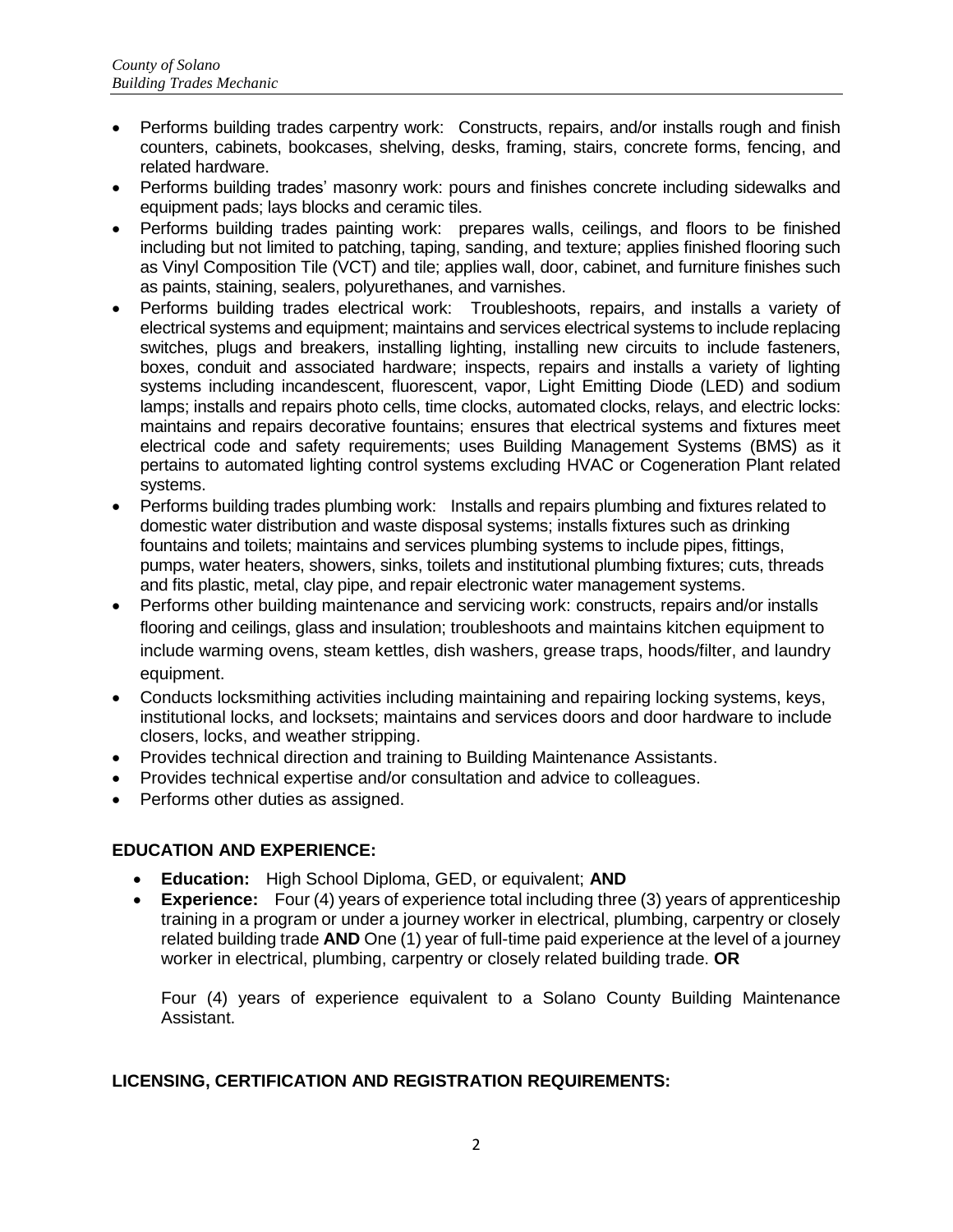- Performs building trades carpentry work: Constructs, repairs, and/or installs rough and finish counters, cabinets, bookcases, shelving, desks, framing, stairs, concrete forms, fencing, and related hardware.
- Performs building trades' masonry work: pours and finishes concrete including sidewalks and equipment pads; lays blocks and ceramic tiles.
- Performs building trades painting work: prepares walls, ceilings, and floors to be finished including but not limited to patching, taping, sanding, and texture; applies finished flooring such as Vinyl Composition Tile (VCT) and tile; applies wall, door, cabinet, and furniture finishes such as paints, staining, sealers, polyurethanes, and varnishes.
- Performs building trades electrical work: Troubleshoots, repairs, and installs a variety of electrical systems and equipment; maintains and services electrical systems to include replacing switches, plugs and breakers, installing lighting, installing new circuits to include fasteners, boxes, conduit and associated hardware; inspects, repairs and installs a variety of lighting systems including incandescent, fluorescent, vapor, Light Emitting Diode (LED) and sodium lamps; installs and repairs photo cells, time clocks, automated clocks, relays, and electric locks: maintains and repairs decorative fountains; ensures that electrical systems and fixtures meet electrical code and safety requirements; uses Building Management Systems (BMS) as it pertains to automated lighting control systems excluding HVAC or Cogeneration Plant related systems.
- Performs building trades plumbing work: Installs and repairs plumbing and fixtures related to domestic water distribution and waste disposal systems; installs fixtures such as drinking fountains and toilets; maintains and services plumbing systems to include pipes, fittings, pumps, water heaters, showers, sinks, toilets and institutional plumbing fixtures; cuts, threads and fits plastic, metal, clay pipe, and repair electronic water management systems.
- Performs other building maintenance and servicing work: constructs, repairs and/or installs flooring and ceilings, glass and insulation; troubleshoots and maintains kitchen equipment to include warming ovens, steam kettles, dish washers, grease traps, hoods/filter, and laundry equipment.
- Conducts locksmithing activities including maintaining and repairing locking systems, keys, institutional locks, and locksets; maintains and services doors and door hardware to include closers, locks, and weather stripping.
- Provides technical direction and training to Building Maintenance Assistants.
- Provides technical expertise and/or consultation and advice to colleagues.
- Performs other duties as assigned.

## EDUCATION AND EXPERIENCE:

- **Education:** High School Diploma, GED, or equivalent; **AND**
- **Experience:** Four (4) years of experience total including three (3) years of apprenticeship training in a program or under a journey worker in electrical, plumbing, carpentry or closely related building trade **AND** One (1) year of full-time paid experience at the level of a journey worker in electrical, plumbing, carpentry or closely related building trade. **OR**

  Four (4) years of experience equivalent to a Solano County Building Maintenance Assistant.

## LICENSING, CERTIFICATION AND REGISTRATION REQUIREMENTS: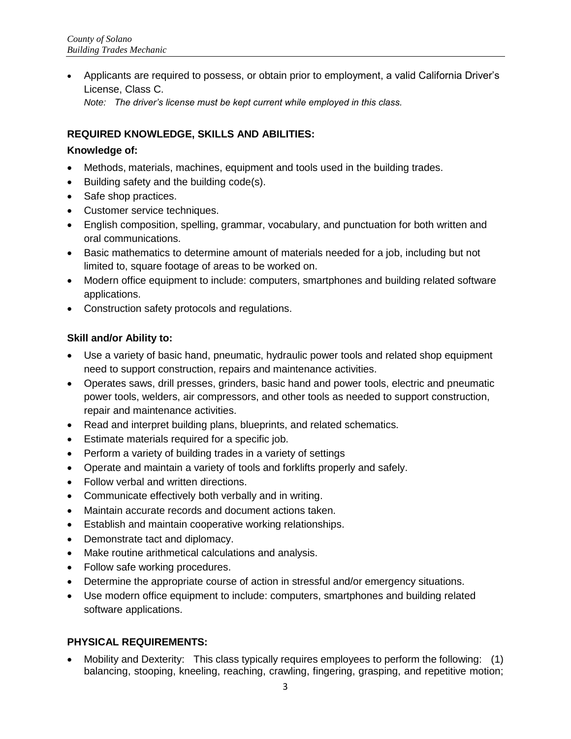- Applicants are required to possess, or obtain prior to employment, a valid California Driver's License, Class C.
  *Note: The driver's license must be kept current while employed in this class.*

## REQUIRED KNOWLEDGE, SKILLS AND ABILITIES:

### Knowledge of:

- Methods, materials, machines, equipment and tools used in the building trades.
- Building safety and the building code(s).
- Safe shop practices.
- Customer service techniques.
- English composition, spelling, grammar, vocabulary, and punctuation for both written and oral communications.
- Basic mathematics to determine amount of materials needed for a job, including but not limited to, square footage of areas to be worked on.
- Modern office equipment to include: computers, smartphones and building related software applications.
- Construction safety protocols and regulations.

### Skill and/or Ability to:

- Use a variety of basic hand, pneumatic, hydraulic power tools and related shop equipment need to support construction, repairs and maintenance activities.
- Operates saws, drill presses, grinders, basic hand and power tools, electric and pneumatic power tools, welders, air compressors, and other tools as needed to support construction, repair and maintenance activities.
- Read and interpret building plans, blueprints, and related schematics.
- Estimate materials required for a specific job.
- Perform a variety of building trades in a variety of settings
- Operate and maintain a variety of tools and forklifts properly and safely.
- Follow verbal and written directions.
- Communicate effectively both verbally and in writing.
- Maintain accurate records and document actions taken.
- Establish and maintain cooperative working relationships.
- Demonstrate tact and diplomacy.
- Make routine arithmetical calculations and analysis.
- Follow safe working procedures.
- Determine the appropriate course of action in stressful and/or emergency situations.
- Use modern office equipment to include: computers, smartphones and building related software applications.

## PHYSICAL REQUIREMENTS:

- Mobility and Dexterity: This class typically requires employees to perform the following: (1) balancing, stooping, kneeling, reaching, crawling, fingering, grasping, and repetitive motion;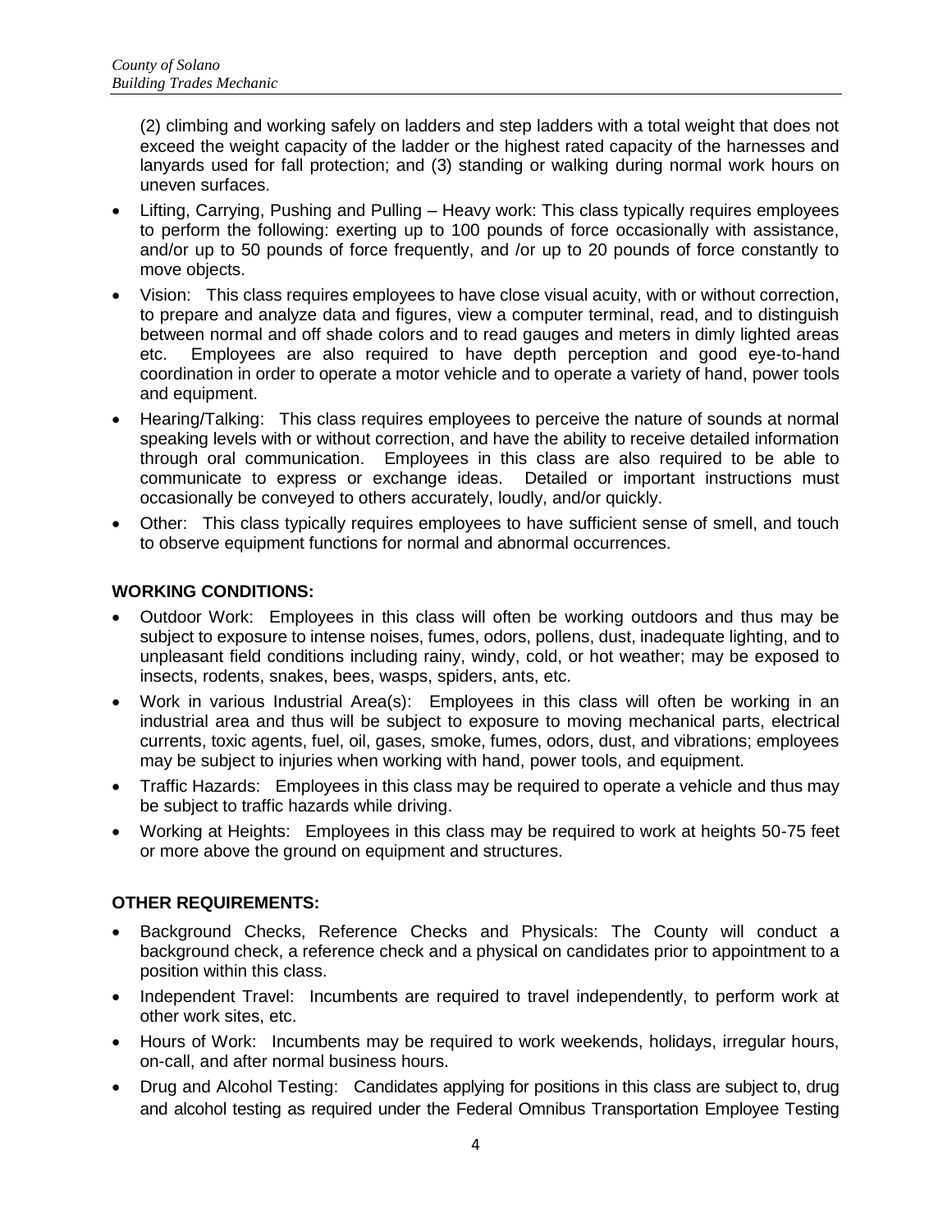(2) climbing and working safely on ladders and step ladders with a total weight that does not exceed the weight capacity of the ladder or the highest rated capacity of the harnesses and lanyards used for fall protection; and (3) standing or walking during normal work hours on uneven surfaces.

- Lifting, Carrying, Pushing and Pulling – Heavy work: This class typically requires employees to perform the following: exerting up to 100 pounds of force occasionally with assistance, and/or up to 50 pounds of force frequently, and /or up to 20 pounds of force constantly to move objects.
- Vision: This class requires employees to have close visual acuity, with or without correction, to prepare and analyze data and figures, view a computer terminal, read, and to distinguish between normal and off shade colors and to read gauges and meters in dimly lighted areas etc. Employees are also required to have depth perception and good eye-to-hand coordination in order to operate a motor vehicle and to operate a variety of hand, power tools and equipment.
- Hearing/Talking: This class requires employees to perceive the nature of sounds at normal speaking levels with or without correction, and have the ability to receive detailed information through oral communication. Employees in this class are also required to be able to communicate to express or exchange ideas. Detailed or important instructions must occasionally be conveyed to others accurately, loudly, and/or quickly.
- Other: This class typically requires employees to have sufficient sense of smell, and touch to observe equipment functions for normal and abnormal occurrences.

**WORKING CONDITIONS:**

- Outdoor Work: Employees in this class will often be working outdoors and thus may be subject to exposure to intense noises, fumes, odors, pollens, dust, inadequate lighting, and to unpleasant field conditions including rainy, windy, cold, or hot weather; may be exposed to insects, rodents, snakes, bees, wasps, spiders, ants, etc.
- Work in various Industrial Area(s): Employees in this class will often be working in an industrial area and thus will be subject to exposure to moving mechanical parts, electrical currents, toxic agents, fuel, oil, gases, smoke, fumes, odors, dust, and vibrations; employees may be subject to injuries when working with hand, power tools, and equipment.
- Traffic Hazards: Employees in this class may be required to operate a vehicle and thus may be subject to traffic hazards while driving.
- Working at Heights: Employees in this class may be required to work at heights 50-75 feet or more above the ground on equipment and structures.

**OTHER REQUIREMENTS:**

- Background Checks, Reference Checks and Physicals: The County will conduct a background check, a reference check and a physical on candidates prior to appointment to a position within this class.
- Independent Travel: Incumbents are required to travel independently, to perform work at other work sites, etc.
- Hours of Work: Incumbents may be required to work weekends, holidays, irregular hours, on-call, and after normal business hours.
- Drug and Alcohol Testing: Candidates applying for positions in this class are subject to, drug and alcohol testing as required under the Federal Omnibus Transportation Employee Testing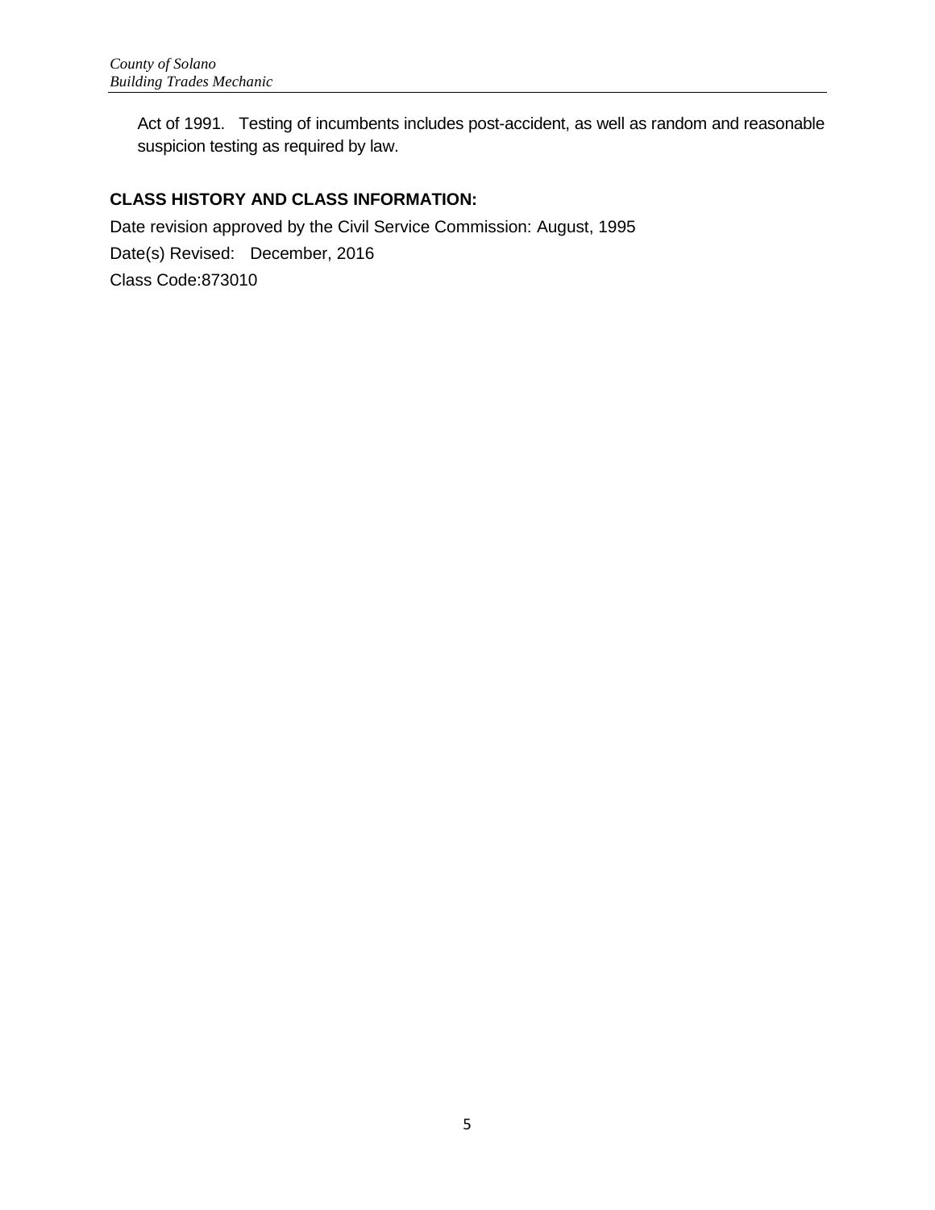Act of 1991. Testing of incumbents includes post-accident, as well as random and reasonable suspicion testing as required by law.

**CLASS HISTORY AND CLASS INFORMATION:**

Date revision approved by the Civil Service Commission: August, 1995

Date(s) Revised: December, 2016

Class Code:873010